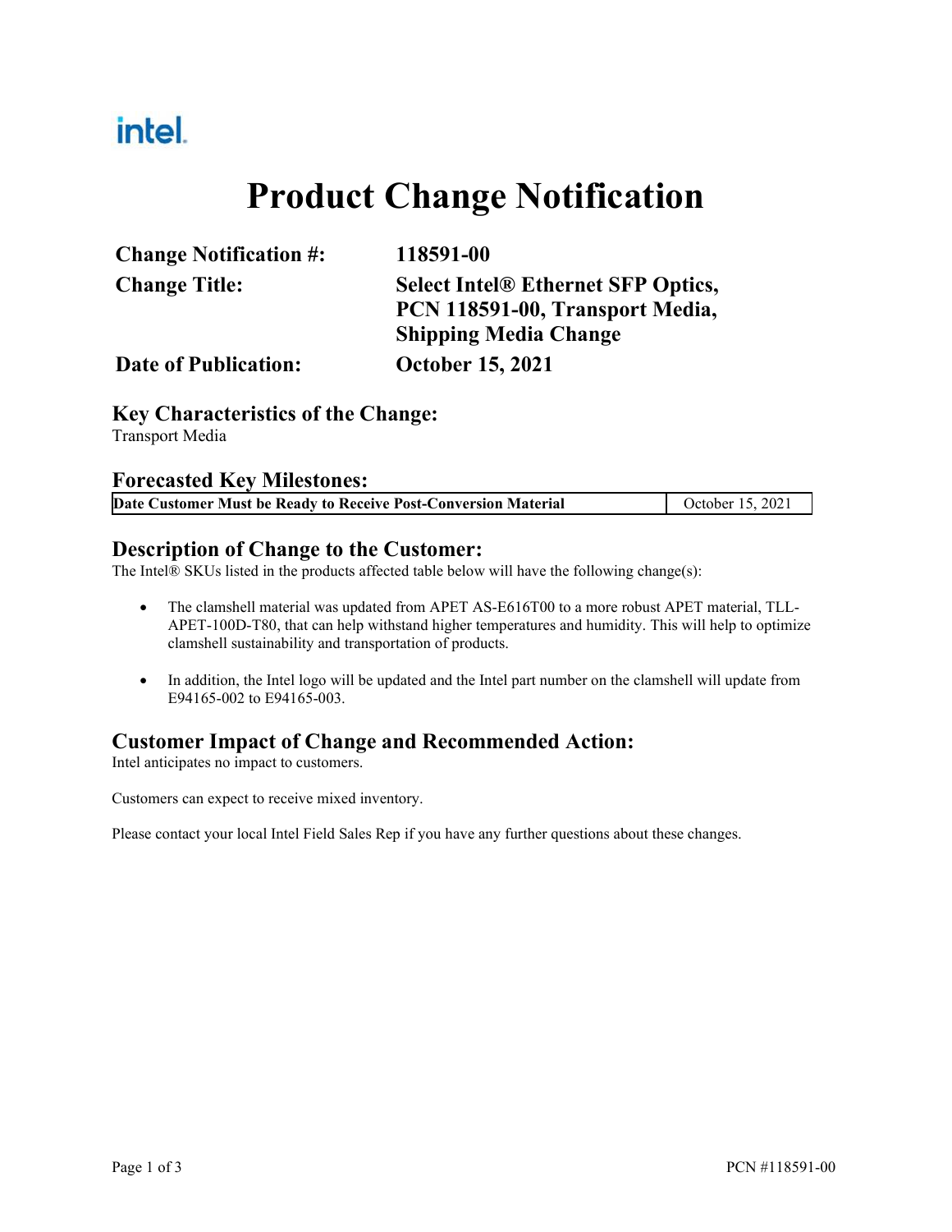intel.

# Product Change Notification

| | |
|---|---|
| **Change Notification #:** | **118591-00** |
| **Change Title:** | **Select Intel® Ethernet SFP Optics, PCN 118591-00, Transport Media, Shipping Media Change** |
| **Date of Publication:** | **October 15, 2021** |

## Key Characteristics of the Change:

Transport Media

## Forecasted Key Milestones:

| **Date Customer Must be Ready to Receive Post-Conversion Material** | October 15, 2021 |
|---|---|

## Description of Change to the Customer:

The Intel® SKUs listed in the products affected table below will have the following change(s):

- The clamshell material was updated from APET AS-E616T00 to a more robust APET material, TLL-APET-100D-T80, that can help withstand higher temperatures and humidity. This will help to optimize clamshell sustainability and transportation of products.
- In addition, the Intel logo will be updated and the Intel part number on the clamshell will update from E94165-002 to E94165-003.

## Customer Impact of Change and Recommended Action:

Intel anticipates no impact to customers.

Customers can expect to receive mixed inventory.

Please contact your local Intel Field Sales Rep if you have any further questions about these changes.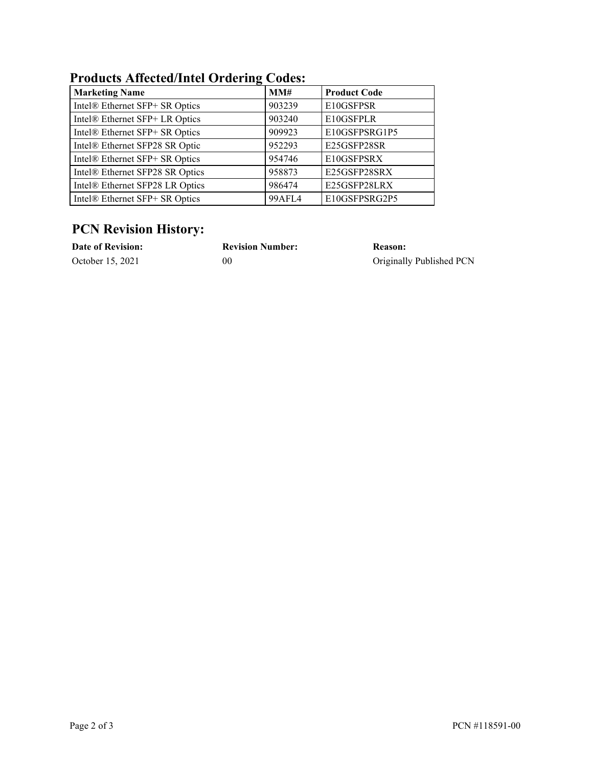## Products Affected/Intel Ordering Codes:

| Marketing Name | MM# | Product Code |
|---|---|---|
| Intel® Ethernet SFP+ SR Optics | 903239 | E10GSFPSR |
| Intel® Ethernet SFP+ LR Optics | 903240 | E10GSFPLR |
| Intel® Ethernet SFP+ SR Optics | 909923 | E10GSFPSRG1P5 |
| Intel® Ethernet SFP28 SR Optic | 952293 | E25GSFP28SR |
| Intel® Ethernet SFP+ SR Optics | 954746 | E10GSFPSRX |
| Intel® Ethernet SFP28 SR Optics | 958873 | E25GSFP28SRX |
| Intel® Ethernet SFP28 LR Optics | 986474 | E25GSFP28LRX |
| Intel® Ethernet SFP+ SR Optics | 99AFL4 | E10GSFPSRG2P5 |

## PCN Revision History:

| Date of Revision: | Revision Number: | Reason: |
|---|---|---|
| October 15, 2021 | 00 | Originally Published PCN |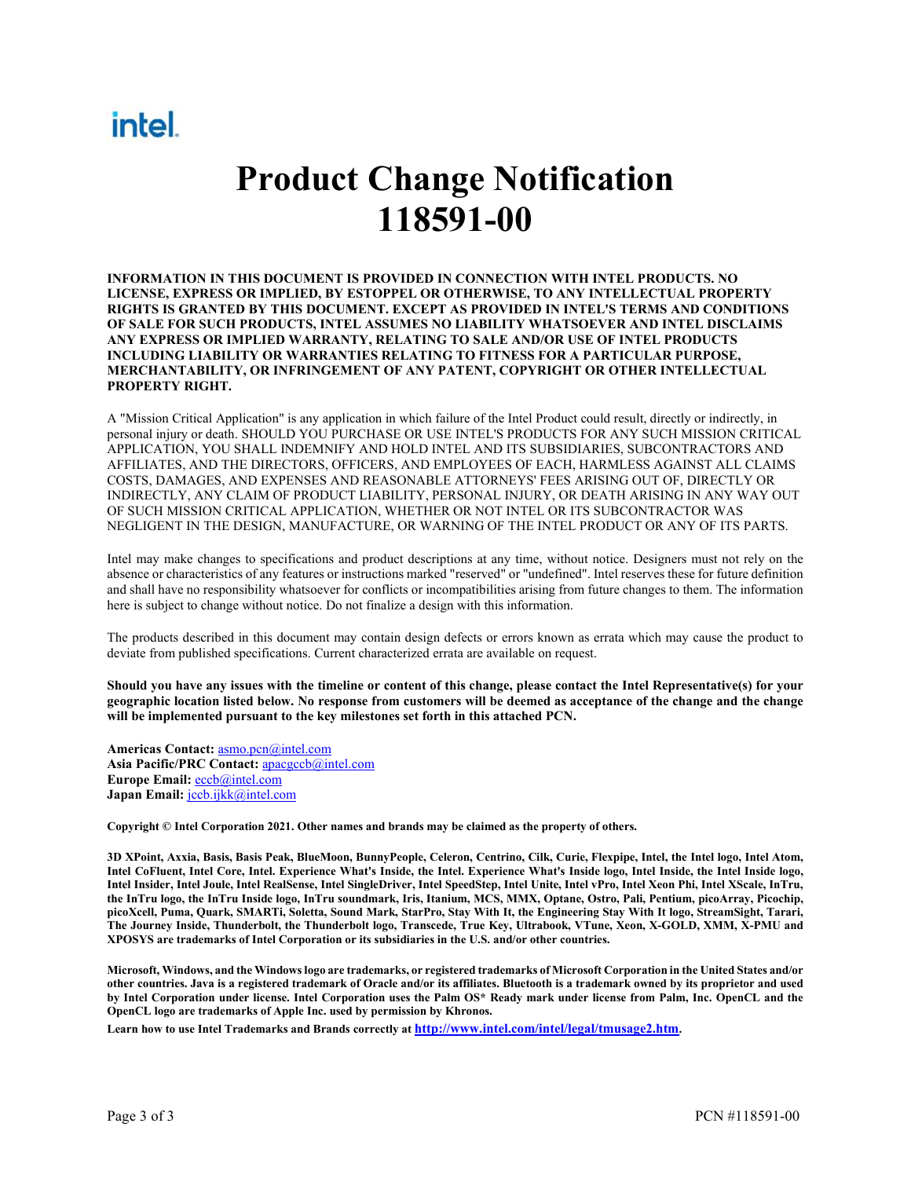intel.

# Product Change Notification 118591-00

**INFORMATION IN THIS DOCUMENT IS PROVIDED IN CONNECTION WITH INTEL PRODUCTS. NO LICENSE, EXPRESS OR IMPLIED, BY ESTOPPEL OR OTHERWISE, TO ANY INTELLECTUAL PROPERTY RIGHTS IS GRANTED BY THIS DOCUMENT. EXCEPT AS PROVIDED IN INTEL'S TERMS AND CONDITIONS OF SALE FOR SUCH PRODUCTS, INTEL ASSUMES NO LIABILITY WHATSOEVER AND INTEL DISCLAIMS ANY EXPRESS OR IMPLIED WARRANTY, RELATING TO SALE AND/OR USE OF INTEL PRODUCTS INCLUDING LIABILITY OR WARRANTIES RELATING TO FITNESS FOR A PARTICULAR PURPOSE, MERCHANTABILITY, OR INFRINGEMENT OF ANY PATENT, COPYRIGHT OR OTHER INTELLECTUAL PROPERTY RIGHT.**

A "Mission Critical Application" is any application in which failure of the Intel Product could result, directly or indirectly, in personal injury or death. SHOULD YOU PURCHASE OR USE INTEL'S PRODUCTS FOR ANY SUCH MISSION CRITICAL APPLICATION, YOU SHALL INDEMNIFY AND HOLD INTEL AND ITS SUBSIDIARIES, SUBCONTRACTORS AND AFFILIATES, AND THE DIRECTORS, OFFICERS, AND EMPLOYEES OF EACH, HARMLESS AGAINST ALL CLAIMS COSTS, DAMAGES, AND EXPENSES AND REASONABLE ATTORNEYS' FEES ARISING OUT OF, DIRECTLY OR INDIRECTLY, ANY CLAIM OF PRODUCT LIABILITY, PERSONAL INJURY, OR DEATH ARISING IN ANY WAY OUT OF SUCH MISSION CRITICAL APPLICATION, WHETHER OR NOT INTEL OR ITS SUBCONTRACTOR WAS NEGLIGENT IN THE DESIGN, MANUFACTURE, OR WARNING OF THE INTEL PRODUCT OR ANY OF ITS PARTS.

Intel may make changes to specifications and product descriptions at any time, without notice. Designers must not rely on the absence or characteristics of any features or instructions marked "reserved" or "undefined". Intel reserves these for future definition and shall have no responsibility whatsoever for conflicts or incompatibilities arising from future changes to them. The information here is subject to change without notice. Do not finalize a design with this information.

The products described in this document may contain design defects or errors known as errata which may cause the product to deviate from published specifications. Current characterized errata are available on request.

**Should you have any issues with the timeline or content of this change, please contact the Intel Representative(s) for your geographic location listed below. No response from customers will be deemed as acceptance of the change and the change will be implemented pursuant to the key milestones set forth in this attached PCN.**

**Americas Contact:** asmo.pcn@intel.com
**Asia Pacific/PRC Contact:** apacgccb@intel.com
**Europe Email:** eccb@intel.com
**Japan Email:** jccb.ijkk@intel.com

**Copyright © Intel Corporation 2021. Other names and brands may be claimed as the property of others.**

**3D XPoint, Axxia, Basis, Basis Peak, BlueMoon, BunnyPeople, Celeron, Centrino, Cilk, Curie, Flexpipe, Intel, the Intel logo, Intel Atom, Intel CoFluent, Intel Core, Intel. Experience What's Inside, the Intel. Experience What's Inside logo, Intel Inside, the Intel Inside logo, Intel Insider, Intel Joule, Intel RealSense, Intel SingleDriver, Intel SpeedStep, Intel Unite, Intel vPro, Intel Xeon Phi, Intel XScale, InTru, the InTru logo, the InTru Inside logo, InTru soundmark, Iris, Itanium, MCS, MMX, Optane, Ostro, Pali, Pentium, picoArray, Picochip, picoXcell, Puma, Quark, SMARTi, Soletta, Sound Mark, StarPro, Stay With It, the Engineering Stay With It logo, StreamSight, Tarari, The Journey Inside, Thunderbolt, the Thunderbolt logo, Transcede, True Key, Ultrabook, VTune, Xeon, X-GOLD, XMM, X-PMU and XPOSYS are trademarks of Intel Corporation or its subsidiaries in the U.S. and/or other countries.**

**Microsoft, Windows, and the Windows logo are trademarks, or registered trademarks of Microsoft Corporation in the United States and/or other countries. Java is a registered trademark of Oracle and/or its affiliates. Bluetooth is a trademark owned by its proprietor and used by Intel Corporation under license. Intel Corporation uses the Palm OS* Ready mark under license from Palm, Inc. OpenCL and the OpenCL logo are trademarks of Apple Inc. used by permission by Khronos.**

**Learn how to use Intel Trademarks and Brands correctly at http://www.intel.com/intel/legal/tmusage2.htm.**